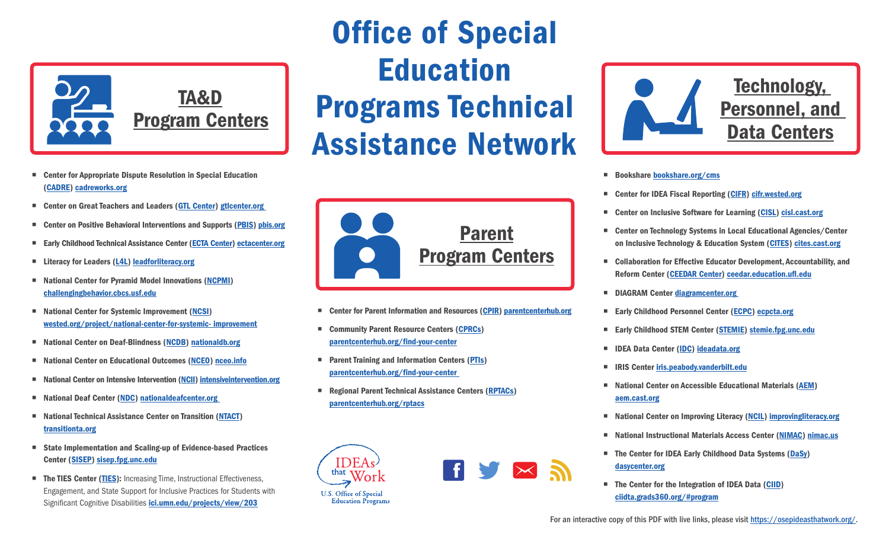# Office of Special Education Programs Technical Assistance Network

## TA&D Program Centers

- Center for Appropriate Dispute Resolution in Special Education (CADRE) cadreworks.org
- Center on Great Teachers and Leaders (GTL Center) gtlcenter.org
- Center on Positive Behavioral Interventions and Supports (PBIS) pbis.org
- Early Childhood Technical Assistance Center (ECTA Center) ectacenter.org
- Literacy for Leaders (L4L) leadforliteracy.org
- National Center for Pyramid Model Innovations (NCPMI) challengingbehavior.cbcs.usf.edu
- National Center for Systemic Improvement (NCSI) wested.org/project/national-center-for-systemic- improvement
- National Center on Deaf-Blindness (NCDB) nationaldb.org
- National Center on Educational Outcomes (NCEO) nceo.info
- National Center on Intensive Intervention (NCII) intensiveintervention.org
- National Deaf Center (NDC) nationaldeafcenter.org
- National Technical Assistance Center on Transition (NTACT) transitionta.org
- State Implementation and Scaling-up of Evidence-based Practices Center (SISEP) sisep.fpg.unc.edu
- The TIES Center (TIES): Increasing Time, Instructional Effectiveness, Engagement, and State Support for Inclusive Practices for Students with Significant Cognitive Disabilities ici.umn.edu/projects/view/203

## Parent Program Centers

- Center for Parent Information and Resources (CPIR) parentcenterhub.org
- Community Parent Resource Centers (CPRCs) parentcenterhub.org/find-your-center
- Parent Training and Information Centers (PTIs) parentcenterhub.org/find-your-center
- Regional Parent Technical Assistance Centers (RPTACs) parentcenterhub.org/rptacs

IDEAs that Work

U.S. Office of Special Education Programs

## Technology, Personnel, and Data Centers

- Bookshare bookshare.org/cms
- Center for IDEA Fiscal Reporting (CIFR) cifr.wested.org
- Center on Inclusive Software for Learning (CISL) cisl.cast.org
- Center on Technology Systems in Local Educational Agencies/Center on Inclusive Technology & Education System (CITES) cites.cast.org
- Collaboration for Effective Educator Development, Accountability, and Reform Center (CEEDAR Center) ceedar.education.ufl.edu
- DIAGRAM Center diagramcenter.org
- Early Childhood Personnel Center (ECPC) ecpcta.org
- Early Childhood STEM Center (STEMIE) stemie.fpg.unc.edu
- IDEA Data Center (IDC) ideadata.org
- IRIS Center iris.peabody.vanderbilt.edu
- National Center on Accessible Educational Materials (AEM) aem.cast.org
- National Center on Improving Literacy (NCIL) improvingliteracy.org
- National Instructional Materials Access Center (NIMAC) nimac.us
- The Center for IDEA Early Childhood Data Systems (DaSy) dasycenter.org
- The Center for the Integration of IDEA Data (CIID) ciidta.grads360.org/#program

For an interactive copy of this PDF with live links, please visit https://osepideasthatwork.org/.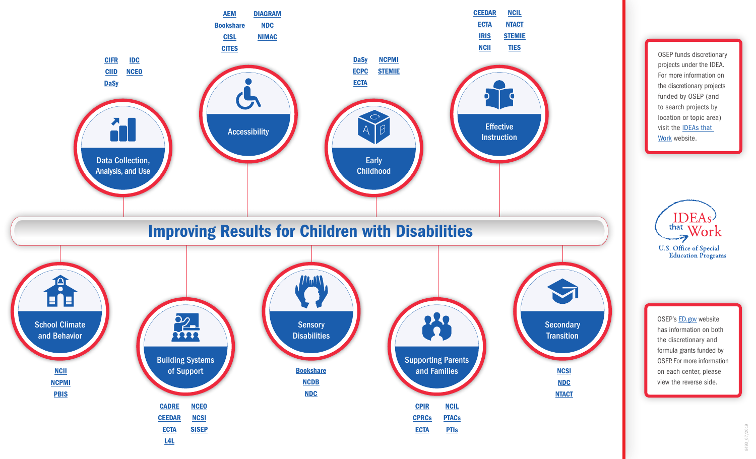# Improving Results for Children with Disabilities

## Data Collection, Analysis, and Use

CIFR
IDC
CIID
NCEO
DaSy

## Accessibility

AEM
DIAGRAM
Bookshare
NDC
CISL
NIMAC
CITES

## Early Childhood

DaSy
NCPMI
ECPC
STEMIE
ECTA

## Effective Instruction

CEEDAR
NCIL
ECTA
NTACT
IRIS
STEMIE
NCII
TIES

## School Climate and Behavior

NCII
NCPMI
PBIS

## Building Systems of Support

CADRE
NCEO
CEEDAR
NCSI
ECTA
SISEP
L4L

## Sensory Disabilities

Bookshare
NCDB
NDC

## Supporting Parents and Families

CPIR
NCIL
CPRCs
PTACs
ECTA
PTIs

## Secondary Transition

NCSI
NDC
NTACT

---

OSEP funds discretionary projects under the IDEA. For more information on the discretionary projects funded by OSEP (and to search projects by location or topic area) visit the IDEAs that Work website.

IDEAs that Work
U.S. Office of Special Education Programs

OSEP's ED.gov website has information on both the discretionary and formula grants funded by OSEP. For more information on each center, please view the reverse side.

8493_07/2019